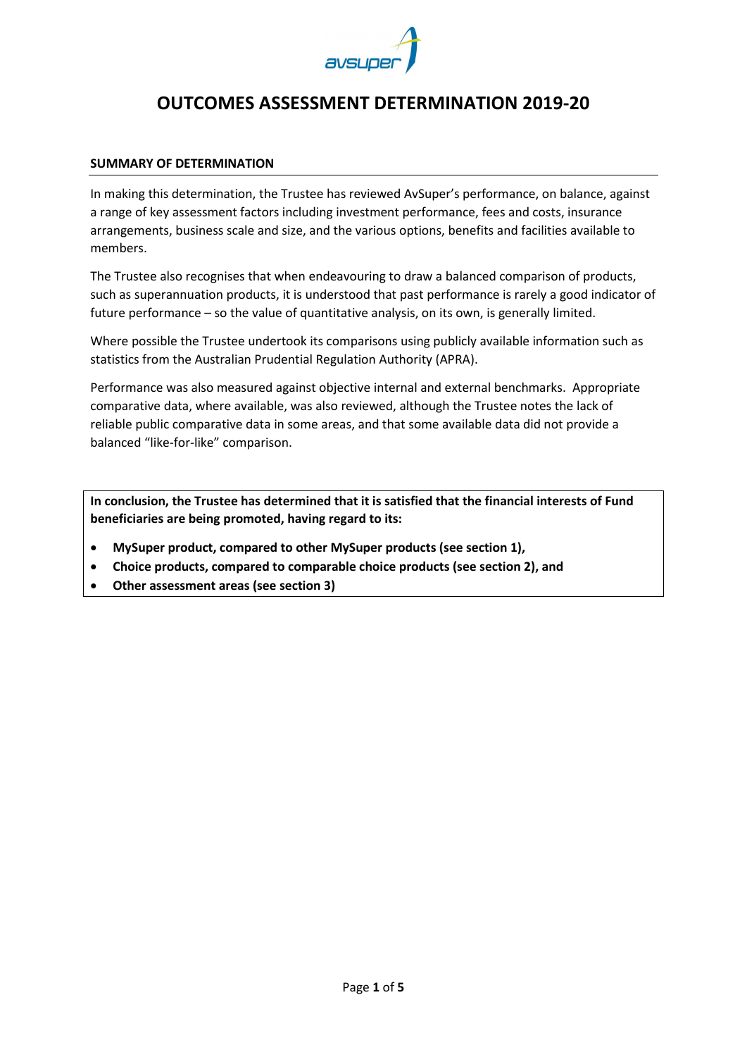# OUTCOMES ASSESSMENT DETERMINATION 2019-20

## SUMMARY OF DETERMINATION

In making this determination, the Trustee has reviewed AvSuper's performance, on balance, against a range of key assessment factors including investment performance, fees and costs, insurance arrangements, business scale and size, and the various options, benefits and facilities available to members.

The Trustee also recognises that when endeavouring to draw a balanced comparison of products, such as superannuation products, it is understood that past performance is rarely a good indicator of future performance – so the value of quantitative analysis, on its own, is generally limited.

Where possible the Trustee undertook its comparisons using publicly available information such as statistics from the Australian Prudential Regulation Authority (APRA).

Performance was also measured against objective internal and external benchmarks. Appropriate comparative data, where available, was also reviewed, although the Trustee notes the lack of reliable public comparative data in some areas, and that some available data did not provide a balanced "like-for-like" comparison.

**In conclusion, the Trustee has determined that it is satisfied that the financial interests of Fund beneficiaries are being promoted, having regard to its:**

- **MySuper product, compared to other MySuper products (see section 1),**
- **Choice products, compared to comparable choice products (see section 2), and**
- **Other assessment areas (see section 3)**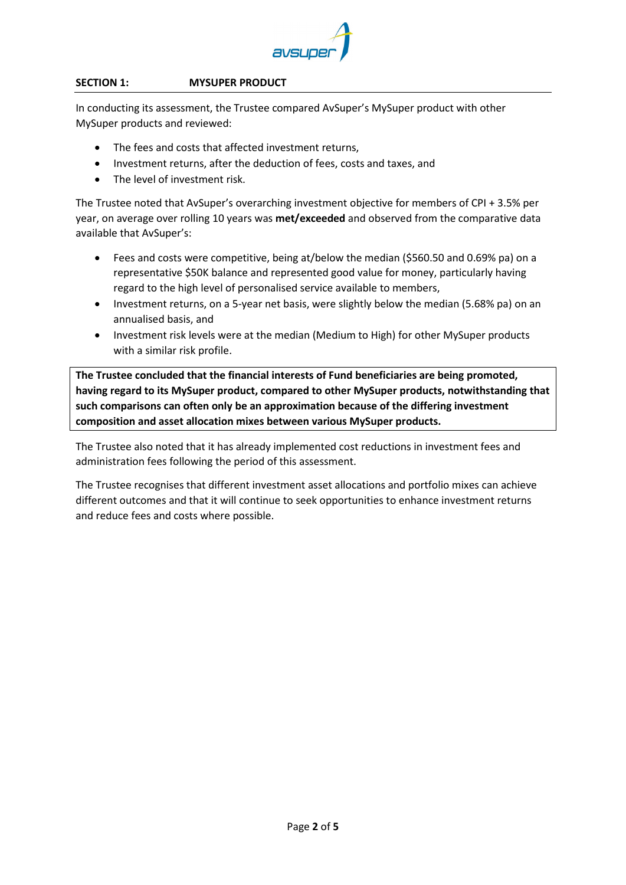## SECTION 1: MYSUPER PRODUCT

In conducting its assessment, the Trustee compared AvSuper's MySuper product with other MySuper products and reviewed:

- The fees and costs that affected investment returns,
- Investment returns, after the deduction of fees, costs and taxes, and
- The level of investment risk.

The Trustee noted that AvSuper's overarching investment objective for members of CPI + 3.5% per year, on average over rolling 10 years was **met/exceeded** and observed from the comparative data available that AvSuper's:

- Fees and costs were competitive, being at/below the median ($560.50 and 0.69% pa) on a representative $50K balance and represented good value for money, particularly having regard to the high level of personalised service available to members,
- Investment returns, on a 5-year net basis, were slightly below the median (5.68% pa) on an annualised basis, and
- Investment risk levels were at the median (Medium to High) for other MySuper products with a similar risk profile.

**The Trustee concluded that the financial interests of Fund beneficiaries are being promoted, having regard to its MySuper product, compared to other MySuper products, notwithstanding that such comparisons can often only be an approximation because of the differing investment composition and asset allocation mixes between various MySuper products.**

The Trustee also noted that it has already implemented cost reductions in investment fees and administration fees following the period of this assessment.

The Trustee recognises that different investment asset allocations and portfolio mixes can achieve different outcomes and that it will continue to seek opportunities to enhance investment returns and reduce fees and costs where possible.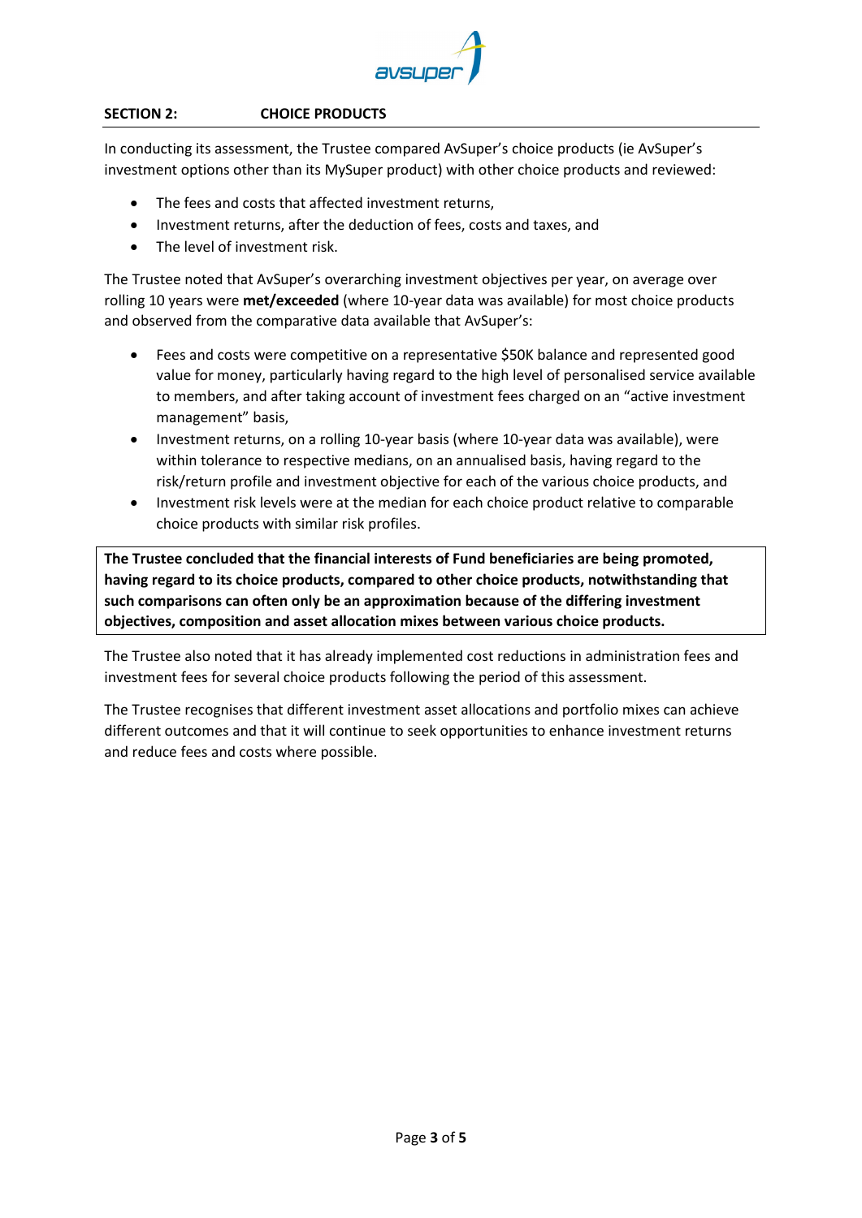## SECTION 2: CHOICE PRODUCTS

In conducting its assessment, the Trustee compared AvSuper's choice products (ie AvSuper's investment options other than its MySuper product) with other choice products and reviewed:

- The fees and costs that affected investment returns,
- Investment returns, after the deduction of fees, costs and taxes, and
- The level of investment risk.

The Trustee noted that AvSuper's overarching investment objectives per year, on average over rolling 10 years were **met/exceeded** (where 10-year data was available) for most choice products and observed from the comparative data available that AvSuper's:

- Fees and costs were competitive on a representative $50K balance and represented good value for money, particularly having regard to the high level of personalised service available to members, and after taking account of investment fees charged on an "active investment management" basis,
- Investment returns, on a rolling 10-year basis (where 10-year data was available), were within tolerance to respective medians, on an annualised basis, having regard to the risk/return profile and investment objective for each of the various choice products, and
- Investment risk levels were at the median for each choice product relative to comparable choice products with similar risk profiles.

**The Trustee concluded that the financial interests of Fund beneficiaries are being promoted, having regard to its choice products, compared to other choice products, notwithstanding that such comparisons can often only be an approximation because of the differing investment objectives, composition and asset allocation mixes between various choice products.**

The Trustee also noted that it has already implemented cost reductions in administration fees and investment fees for several choice products following the period of this assessment.

The Trustee recognises that different investment asset allocations and portfolio mixes can achieve different outcomes and that it will continue to seek opportunities to enhance investment returns and reduce fees and costs where possible.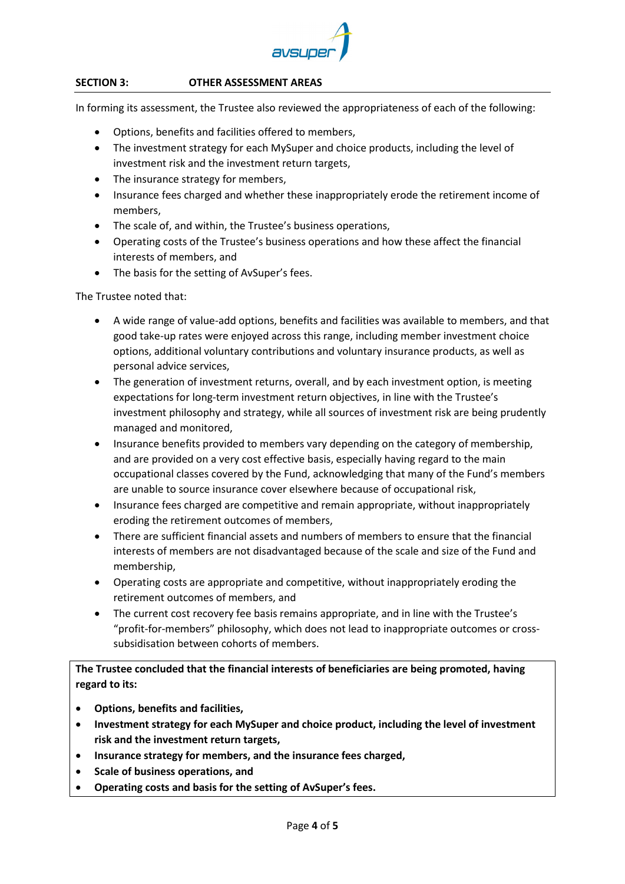## SECTION 3: OTHER ASSESSMENT AREAS

In forming its assessment, the Trustee also reviewed the appropriateness of each of the following:

- Options, benefits and facilities offered to members,
- The investment strategy for each MySuper and choice products, including the level of investment risk and the investment return targets,
- The insurance strategy for members,
- Insurance fees charged and whether these inappropriately erode the retirement income of members,
- The scale of, and within, the Trustee's business operations,
- Operating costs of the Trustee's business operations and how these affect the financial interests of members, and
- The basis for the setting of AvSuper's fees.

The Trustee noted that:

- A wide range of value-add options, benefits and facilities was available to members, and that good take-up rates were enjoyed across this range, including member investment choice options, additional voluntary contributions and voluntary insurance products, as well as personal advice services,
- The generation of investment returns, overall, and by each investment option, is meeting expectations for long-term investment return objectives, in line with the Trustee's investment philosophy and strategy, while all sources of investment risk are being prudently managed and monitored,
- Insurance benefits provided to members vary depending on the category of membership, and are provided on a very cost effective basis, especially having regard to the main occupational classes covered by the Fund, acknowledging that many of the Fund's members are unable to source insurance cover elsewhere because of occupational risk,
- Insurance fees charged are competitive and remain appropriate, without inappropriately eroding the retirement outcomes of members,
- There are sufficient financial assets and numbers of members to ensure that the financial interests of members are not disadvantaged because of the scale and size of the Fund and membership,
- Operating costs are appropriate and competitive, without inappropriately eroding the retirement outcomes of members, and
- The current cost recovery fee basis remains appropriate, and in line with the Trustee's "profit-for-members" philosophy, which does not lead to inappropriate outcomes or cross-subsidisation between cohorts of members.

**The Trustee concluded that the financial interests of beneficiaries are being promoted, having regard to its:**

- **Options, benefits and facilities,**
- **Investment strategy for each MySuper and choice product, including the level of investment risk and the investment return targets,**
- **Insurance strategy for members, and the insurance fees charged,**
- **Scale of business operations, and**
- **Operating costs and basis for the setting of AvSuper's fees.**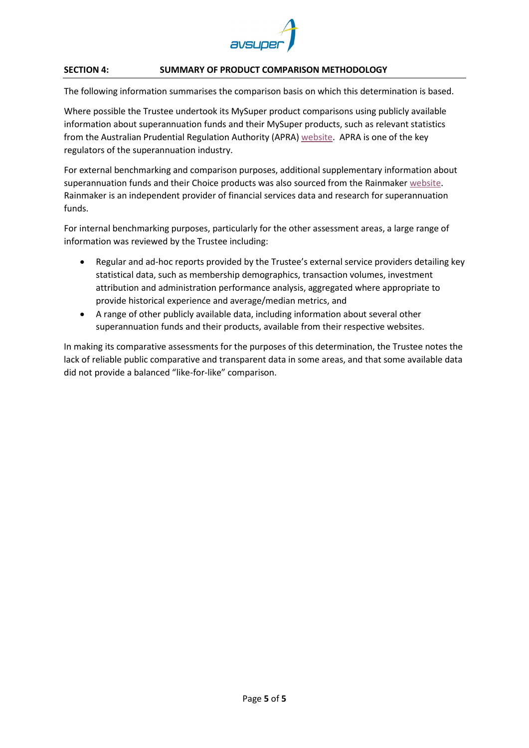## SECTION 4: SUMMARY OF PRODUCT COMPARISON METHODOLOGY

The following information summarises the comparison basis on which this determination is based.

Where possible the Trustee undertook its MySuper product comparisons using publicly available information about superannuation funds and their MySuper products, such as relevant statistics from the Australian Prudential Regulation Authority (APRA) website. APRA is one of the key regulators of the superannuation industry.

For external benchmarking and comparison purposes, additional supplementary information about superannuation funds and their Choice products was also sourced from the Rainmaker website. Rainmaker is an independent provider of financial services data and research for superannuation funds.

For internal benchmarking purposes, particularly for the other assessment areas, a large range of information was reviewed by the Trustee including:

- Regular and ad-hoc reports provided by the Trustee's external service providers detailing key statistical data, such as membership demographics, transaction volumes, investment attribution and administration performance analysis, aggregated where appropriate to provide historical experience and average/median metrics, and
- A range of other publicly available data, including information about several other superannuation funds and their products, available from their respective websites.

In making its comparative assessments for the purposes of this determination, the Trustee notes the lack of reliable public comparative and transparent data in some areas, and that some available data did not provide a balanced "like-for-like" comparison.